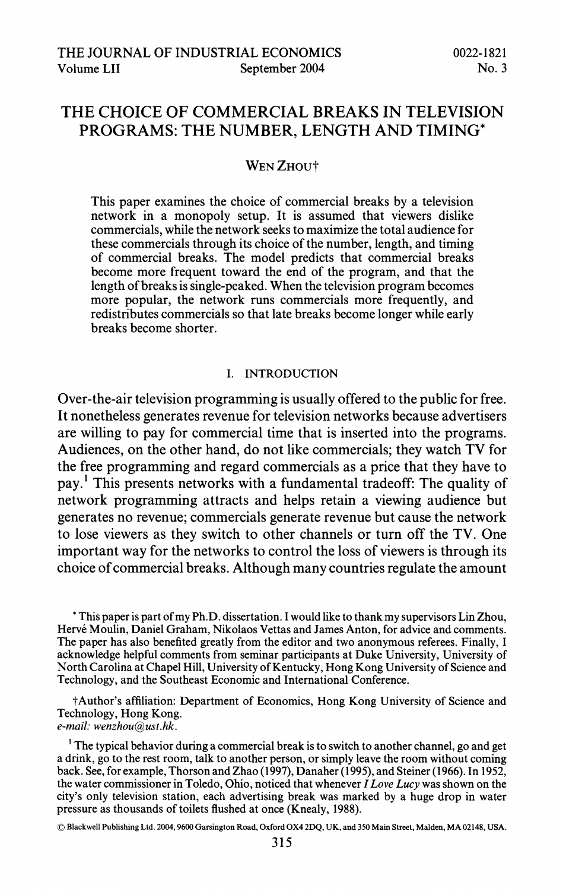# THE CHOICE OF COMMERCIAL BREAKS IN TELEVISION PROGRAMS: THE NUMBER, LENGTH AND TIMING*

WEN ZHOU†

This paper examines the choice of commercial breaks by a television network in a monopoly setup. It is assumed that viewers dislike commercials, while the network seeks to maximize the total audience for these commercials through its choice of the number, length, and timing of commercial breaks. The model predicts that commercial breaks become more frequent toward the end of the program, and that the length of breaks is single-peaked. When the television program becomes more popular, the network runs commercials more frequently, and redistributes commercials so that late breaks become longer while early breaks become shorter.

## I. INTRODUCTION

Over-the-air television programming is usually offered to the public for free. It nonetheless generates revenue for television networks because advertisers are willing to pay for commercial time that is inserted into the programs. Audiences, on the other hand, do not like commercials; they watch TV for the free programming and regard commercials as a price that they have to pay.[1] This presents networks with a fundamental tradeoff: The quality of network programming attracts and helps retain a viewing audience but generates no revenue; commercials generate revenue but cause the network to lose viewers as they switch to other channels or turn off the TV. One important way for the networks to control the loss of viewers is through its choice of commercial breaks. Although many countries regulate the amount

\* This paper is part of my Ph.D. dissertation. I would like to thank my supervisors Lin Zhou, Hervé Moulin, Daniel Graham, Nikolaos Vettas and James Anton, for advice and comments. The paper has also benefited greatly from the editor and two anonymous referees. Finally, I acknowledge helpful comments from seminar participants at Duke University, University of North Carolina at Chapel Hill, University of Kentucky, Hong Kong University of Science and Technology, and the Southeast Economic and International Conference.

†Author's affiliation: Department of Economics, Hong Kong University of Science and Technology, Hong Kong.
*e-mail: wenzhou@ust.hk.*

[1] The typical behavior during a commercial break is to switch to another channel, go and get a drink, go to the rest room, talk to another person, or simply leave the room without coming back. See, for example, Thorson and Zhao (1997), Danaher (1995), and Steiner (1966). In 1952, the water commissioner in Toledo, Ohio, noticed that whenever *I Love Lucy* was shown on the city's only television station, each advertising break was marked by a huge drop in water pressure as thousands of toilets flushed at once (Knealy, 1988).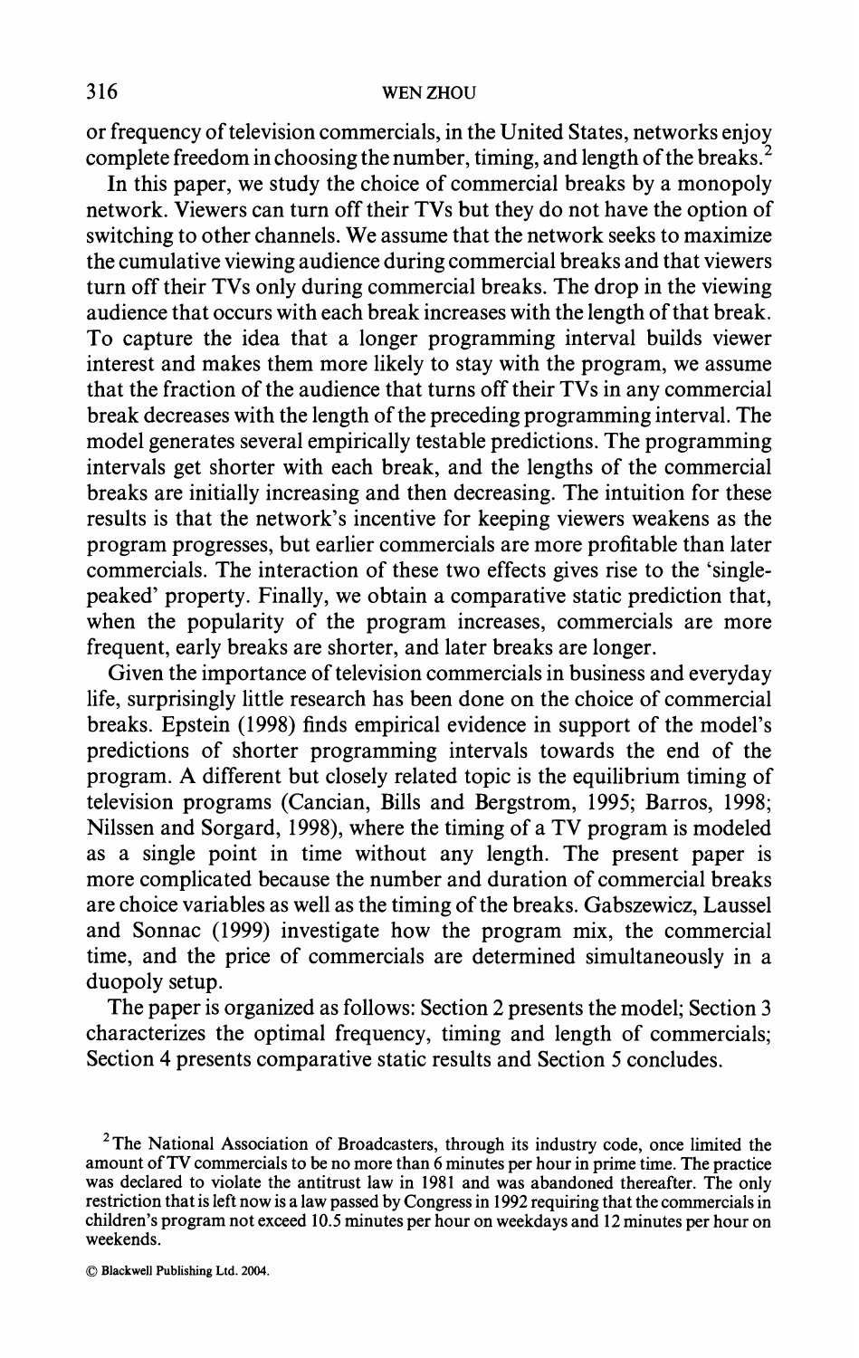or frequency of television commercials, in the United States, networks enjoy complete freedom in choosing the number, timing, and length of the breaks.[2]

In this paper, we study the choice of commercial breaks by a monopoly network. Viewers can turn off their TVs but they do not have the option of switching to other channels. We assume that the network seeks to maximize the cumulative viewing audience during commercial breaks and that viewers turn off their TVs only during commercial breaks. The drop in the viewing audience that occurs with each break increases with the length of that break. To capture the idea that a longer programming interval builds viewer interest and makes them more likely to stay with the program, we assume that the fraction of the audience that turns off their TVs in any commercial break decreases with the length of the preceding programming interval. The model generates several empirically testable predictions. The programming intervals get shorter with each break, and the lengths of the commercial breaks are initially increasing and then decreasing. The intuition for these results is that the network's incentive for keeping viewers weakens as the program progresses, but earlier commercials are more profitable than later commercials. The interaction of these two effects gives rise to the 'single-peaked' property. Finally, we obtain a comparative static prediction that, when the popularity of the program increases, commercials are more frequent, early breaks are shorter, and later breaks are longer.

Given the importance of television commercials in business and everyday life, surprisingly little research has been done on the choice of commercial breaks. Epstein (1998) finds empirical evidence in support of the model's predictions of shorter programming intervals towards the end of the program. A different but closely related topic is the equilibrium timing of television programs (Cancian, Bills and Bergstrom, 1995; Barros, 1998; Nilssen and Sorgard, 1998), where the timing of a TV program is modeled as a single point in time without any length. The present paper is more complicated because the number and duration of commercial breaks are choice variables as well as the timing of the breaks. Gabszewicz, Laussel and Sonnac (1999) investigate how the program mix, the commercial time, and the price of commercials are determined simultaneously in a duopoly setup.

The paper is organized as follows: Section 2 presents the model; Section 3 characterizes the optimal frequency, timing and length of commercials; Section 4 presents comparative static results and Section 5 concludes.

[2] The National Association of Broadcasters, through its industry code, once limited the amount of TV commercials to be no more than 6 minutes per hour in prime time. The practice was declared to violate the antitrust law in 1981 and was abandoned thereafter. The only restriction that is left now is a law passed by Congress in 1992 requiring that the commercials in children's program not exceed 10.5 minutes per hour on weekdays and 12 minutes per hour on weekends.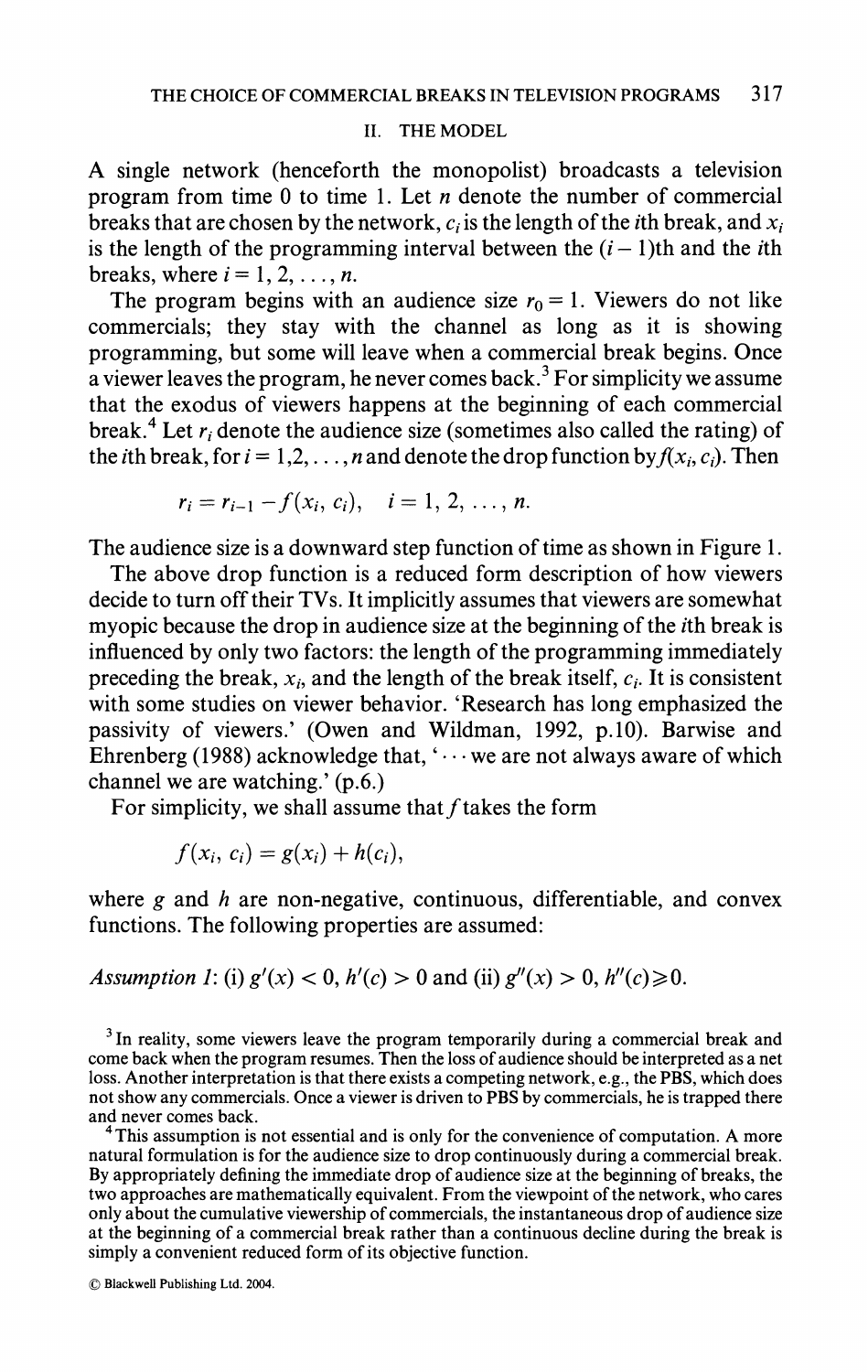## II. THE MODEL

A single network (henceforth the monopolist) broadcasts a television program from time 0 to time 1. Let $n$ denote the number of commercial breaks that are chosen by the network, $c_i$ is the length of the $i$th break, and $x_i$ is the length of the programming interval between the $(i-1)$th and the $i$th breaks, where $i = 1, 2, \ldots, n$.

The program begins with an audience size $r_0 = 1$. Viewers do not like commercials; they stay with the channel as long as it is showing programming, but some will leave when a commercial break begins. Once a viewer leaves the program, he never comes back.[3] For simplicity we assume that the exodus of viewers happens at the beginning of each commercial break.[4] Let $r_i$ denote the audience size (sometimes also called the rating) of the $i$th break, for $i = 1, 2, \ldots, n$ and denote the drop function by $f(x_i, c_i)$. Then

$$r_i = r_{i-1} - f(x_i, c_i), \quad i = 1, 2, \ldots, n.$$

The audience size is a downward step function of time as shown in Figure 1.

The above drop function is a reduced form description of how viewers decide to turn off their TVs. It implicitly assumes that viewers are somewhat myopic because the drop in audience size at the beginning of the $i$th break is influenced by only two factors: the length of the programming immediately preceding the break, $x_i$, and the length of the break itself, $c_i$. It is consistent with some studies on viewer behavior. 'Research has long emphasized the passivity of viewers.' (Owen and Wildman, 1992, p.10). Barwise and Ehrenberg (1988) acknowledge that, '$\cdots$ we are not always aware of which channel we are watching.' (p.6.)

For simplicity, we shall assume that $f$ takes the form

$$f(x_i, c_i) = g(x_i) + h(c_i),$$

where $g$ and $h$ are non-negative, continuous, differentiable, and convex functions. The following properties are assumed:

*Assumption 1*: (i) $g'(x) < 0$, $h'(c) > 0$ and (ii) $g''(x) > 0$, $h''(c) \geq 0$.

[3] In reality, some viewers leave the program temporarily during a commercial break and come back when the program resumes. Then the loss of audience should be interpreted as a net loss. Another interpretation is that there exists a competing network, e.g., the PBS, which does not show any commercials. Once a viewer is driven to PBS by commercials, he is trapped there and never comes back.

[4] This assumption is not essential and is only for the convenience of computation. A more natural formulation is for the audience size to drop continuously during a commercial break. By appropriately defining the immediate drop of audience size at the beginning of breaks, the two approaches are mathematically equivalent. From the viewpoint of the network, who cares only about the cumulative viewership of commercials, the instantaneous drop of audience size at the beginning of a commercial break rather than a continuous decline during the break is simply a convenient reduced form of its objective function.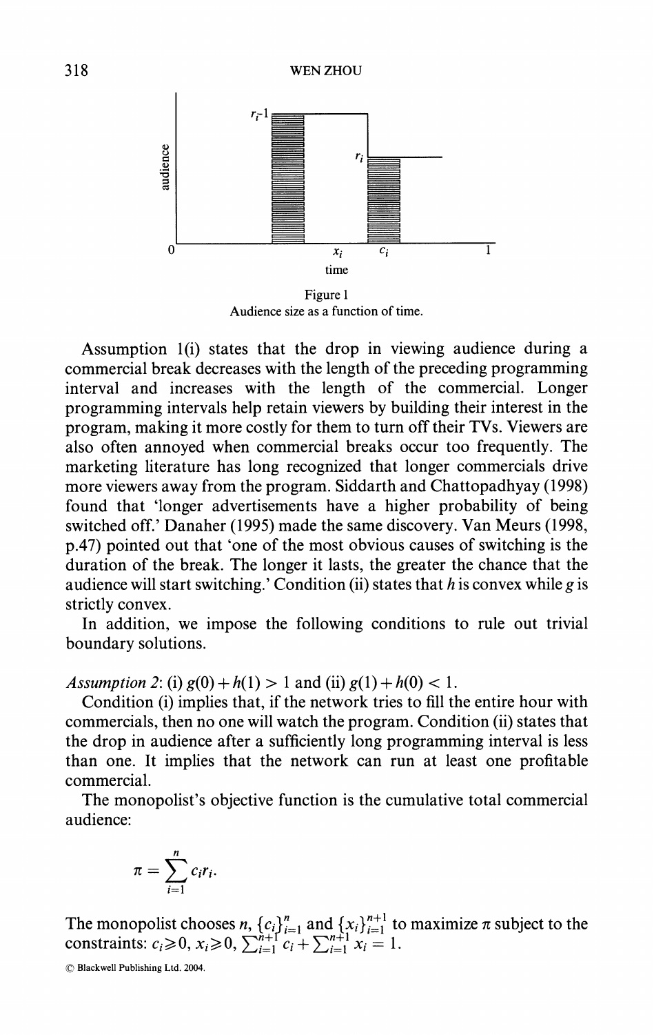Figure 1
Audience size as a function of time.

Assumption 1(i) states that the drop in viewing audience during a commercial break decreases with the length of the preceding programming interval and increases with the length of the commercial. Longer programming intervals help retain viewers by building their interest in the program, making it more costly for them to turn off their TVs. Viewers are also often annoyed when commercial breaks occur too frequently. The marketing literature has long recognized that longer commercials drive more viewers away from the program. Siddarth and Chattopadhyay (1998) found that 'longer advertisements have a higher probability of being switched off.' Danaher (1995) made the same discovery. Van Meurs (1998, p.47) pointed out that 'one of the most obvious causes of switching is the duration of the break. The longer it lasts, the greater the chance that the audience will start switching.' Condition (ii) states that $h$ is convex while $g$ is strictly convex.

In addition, we impose the following conditions to rule out trivial boundary solutions.

*Assumption 2*: (i) $g(0) + h(1) > 1$ and (ii) $g(1) + h(0) < 1$.

Condition (i) implies that, if the network tries to fill the entire hour with commercials, then no one will watch the program. Condition (ii) states that the drop in audience after a sufficiently long programming interval is less than one. It implies that the network can run at least one profitable commercial.

The monopolist's objective function is the cumulative total commercial audience:

$$\pi = \sum_{i=1}^{n} c_i r_i.$$

The monopolist chooses $n$, $\{c_i\}_{i=1}^{n}$ and $\{x_i\}_{i=1}^{n+1}$ to maximize $\pi$ subject to the constraints: $c_i \geqslant 0$, $x_i \geqslant 0$, $\sum_{i=1}^{n+1} c_i + \sum_{i=1}^{n+1} x_i = 1$.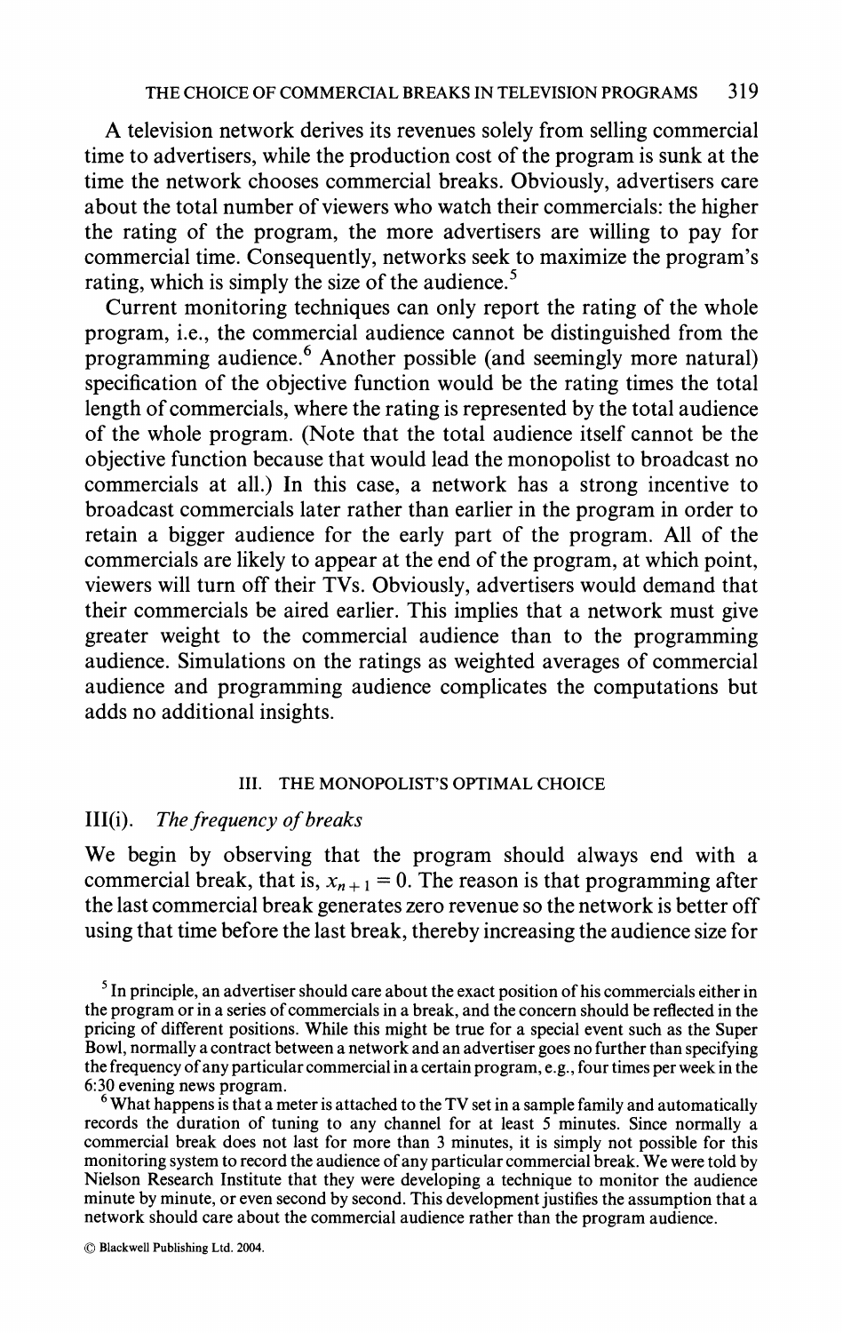A television network derives its revenues solely from selling commercial time to advertisers, while the production cost of the program is sunk at the time the network chooses commercial breaks. Obviously, advertisers care about the total number of viewers who watch their commercials: the higher the rating of the program, the more advertisers are willing to pay for commercial time. Consequently, networks seek to maximize the program's rating, which is simply the size of the audience.[5]

Current monitoring techniques can only report the rating of the whole program, i.e., the commercial audience cannot be distinguished from the programming audience.[6] Another possible (and seemingly more natural) specification of the objective function would be the rating times the total length of commercials, where the rating is represented by the total audience of the whole program. (Note that the total audience itself cannot be the objective function because that would lead the monopolist to broadcast no commercials at all.) In this case, a network has a strong incentive to broadcast commercials later rather than earlier in the program in order to retain a bigger audience for the early part of the program. All of the commercials are likely to appear at the end of the program, at which point, viewers will turn off their TVs. Obviously, advertisers would demand that their commercials be aired earlier. This implies that a network must give greater weight to the commercial audience than to the programming audience. Simulations on the ratings as weighted averages of commercial audience and programming audience complicates the computations but adds no additional insights.

## III. THE MONOPOLIST'S OPTIMAL CHOICE

### III(i). *The frequency of breaks*

We begin by observing that the program should always end with a commercial break, that is, $x_{n+1} = 0$. The reason is that programming after the last commercial break generates zero revenue so the network is better off using that time before the last break, thereby increasing the audience size for

[5] In principle, an advertiser should care about the exact position of his commercials either in the program or in a series of commercials in a break, and the concern should be reflected in the pricing of different positions. While this might be true for a special event such as the Super Bowl, normally a contract between a network and an advertiser goes no further than specifying the frequency of any particular commercial in a certain program, e.g., four times per week in the 6:30 evening news program.

[6] What happens is that a meter is attached to the TV set in a sample family and automatically records the duration of tuning to any channel for at least 5 minutes. Since normally a commercial break does not last for more than 3 minutes, it is simply not possible for this monitoring system to record the audience of any particular commercial break. We were told by Nielson Research Institute that they were developing a technique to monitor the audience minute by minute, or even second by second. This development justifies the assumption that a network should care about the commercial audience rather than the program audience.

© Blackwell Publishing Ltd. 2004.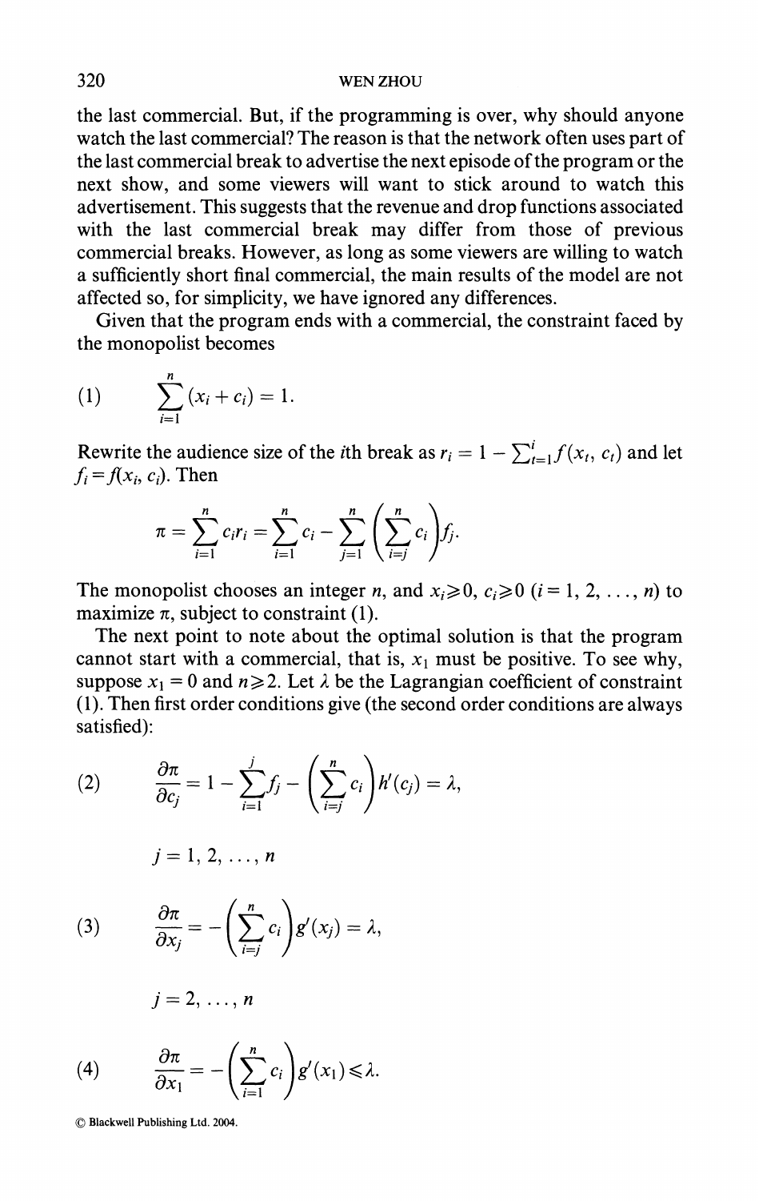the last commercial. But, if the programming is over, why should anyone watch the last commercial? The reason is that the network often uses part of the last commercial break to advertise the next episode of the program or the next show, and some viewers will want to stick around to watch this advertisement. This suggests that the revenue and drop functions associated with the last commercial break may differ from those of previous commercial breaks. However, as long as some viewers are willing to watch a sufficiently short final commercial, the main results of the model are not affected so, for simplicity, we have ignored any differences.

Given that the program ends with a commercial, the constraint faced by the monopolist becomes

$$\sum_{i=1}^{n}(x_i + c_i) = 1. \tag{1}$$

Rewrite the audience size of the $i$th break as $r_i = 1 - \sum_{t=1}^{i} f(x_t, c_t)$ and let $f_i = f(x_i, c_i)$. Then

$$\pi = \sum_{i=1}^{n} c_i r_i = \sum_{i=1}^{n} c_i - \sum_{j=1}^{n}\left(\sum_{i=j}^{n} c_i\right) f_j.$$

The monopolist chooses an integer $n$, and $x_i \geq 0$, $c_i \geq 0$ $(i = 1, 2, \ldots, n)$ to maximize $\pi$, subject to constraint (1).

The next point to note about the optimal solution is that the program cannot start with a commercial, that is, $x_1$ must be positive. To see why, suppose $x_1 = 0$ and $n \geq 2$. Let $\lambda$ be the Lagrangian coefficient of constraint (1). Then first order conditions give (the second order conditions are always satisfied):

$$\frac{\partial \pi}{\partial c_j} = 1 - \sum_{i=1}^{j} f_j - \left(\sum_{i=j}^{n} c_i\right) h'(c_j) = \lambda, \tag{2}$$

$$j = 1, 2, \ldots, n$$

$$\frac{\partial \pi}{\partial x_j} = -\left(\sum_{i=j}^{n} c_i\right) g'(x_j) = \lambda, \tag{3}$$

$$j = 2, \ldots, n$$

$$\frac{\partial \pi}{\partial x_1} = -\left(\sum_{i=1}^{n} c_i\right) g'(x_1) \leq \lambda. \tag{4}$$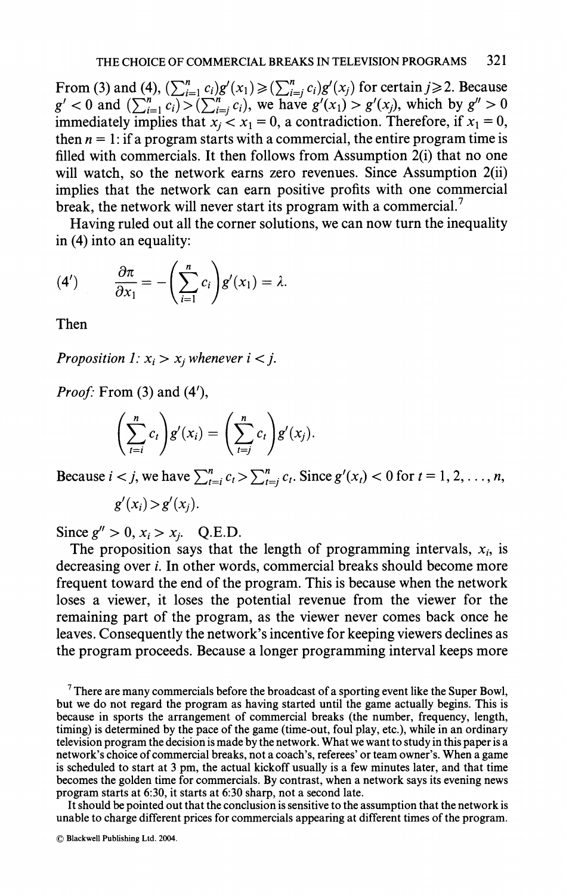From (3) and (4), $(\sum_{i=1}^{n} c_i)g'(x_1) \geqslant (\sum_{i=j}^{n} c_i)g'(x_j)$ for certain $j \geqslant 2$. Because $g' < 0$ and $(\sum_{i=1}^{n} c_i) > (\sum_{i=j}^{n} c_i)$, we have $g'(x_1) > g'(x_j)$, which by $g'' > 0$ immediately implies that $x_j < x_1 = 0$, a contradiction. Therefore, if $x_1 = 0$, then $n = 1$: if a program starts with a commercial, the entire program time is filled with commercials. It then follows from Assumption 2(i) that no one will watch, so the network earns zero revenues. Since Assumption 2(ii) implies that the network can earn positive profits with one commercial break, the network will never start its program with a commercial.[7]

Having ruled out all the corner solutions, we can now turn the inequality in (4) into an equality:

$$(4') \qquad \frac{\partial \pi}{\partial x_1} = -\left(\sum_{i=1}^{n} c_i\right) g'(x_1) = \lambda.$$

Then

*Proposition 1: $x_i > x_j$ whenever $i < j$.*

*Proof:* From (3) and (4′),

$$\left(\sum_{t=i}^{n} c_t\right) g'(x_i) = \left(\sum_{t=j}^{n} c_t\right) g'(x_j).$$

Because $i < j$, we have $\sum_{t=i}^{n} c_t > \sum_{t=j}^{n} c_t$. Since $g'(x_t) < 0$ for $t = 1, 2, \ldots, n$,

$$g'(x_i) > g'(x_j).$$

Since $g'' > 0$, $x_i > x_j$. Q.E.D.

The proposition says that the length of programming intervals, $x_i$, is decreasing over $i$. In other words, commercial breaks should become more frequent toward the end of the program. This is because when the network loses a viewer, it loses the potential revenue from the viewer for the remaining part of the program, as the viewer never comes back once he leaves. Consequently the network's incentive for keeping viewers declines as the program proceeds. Because a longer programming interval keeps more

[7] There are many commercials before the broadcast of a sporting event like the Super Bowl, but we do not regard the program as having started until the game actually begins. This is because in sports the arrangement of commercial breaks (the number, frequency, length, timing) is determined by the pace of the game (time-out, foul play, etc.), while in an ordinary television program the decision is made by the network. What we want to study in this paper is a network's choice of commercial breaks, not a coach's, referees' or team owner's. When a game is scheduled to start at 3 pm, the actual kickoff usually is a few minutes later, and that time becomes the golden time for commercials. By contrast, when a network says its evening news program starts at 6:30, it starts at 6:30 sharp, not a second late.

It should be pointed out that the conclusion is sensitive to the assumption that the network is unable to charge different prices for commercials appearing at different times of the program.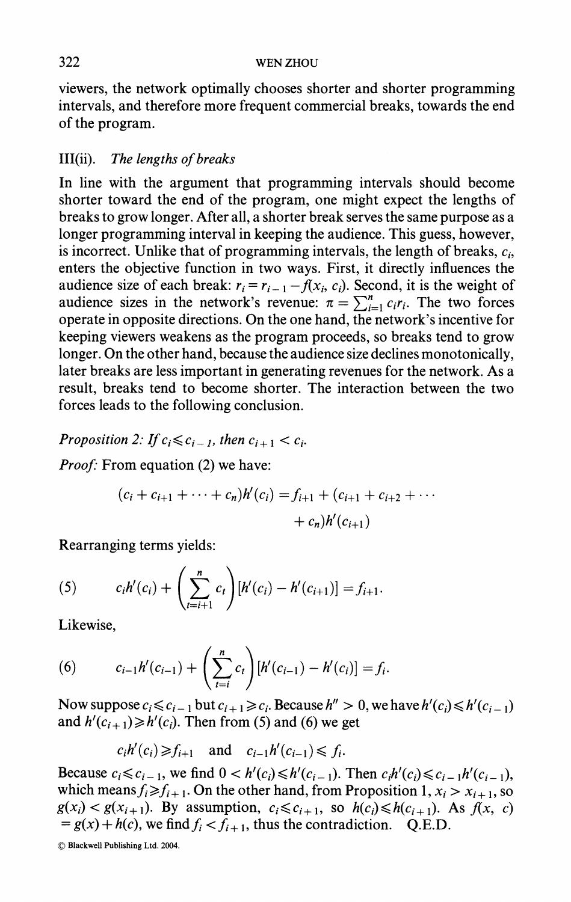viewers, the network optimally chooses shorter and shorter programming intervals, and therefore more frequent commercial breaks, towards the end of the program.

### III(ii). *The lengths of breaks*

In line with the argument that programming intervals should become shorter toward the end of the program, one might expect the lengths of breaks to grow longer. After all, a shorter break serves the same purpose as a longer programming interval in keeping the audience. This guess, however, is incorrect. Unlike that of programming intervals, the length of breaks, $c_i$, enters the objective function in two ways. First, it directly influences the audience size of each break: $r_i = r_{i-1} - f(x_i, c_i)$. Second, it is the weight of audience sizes in the network's revenue: $\pi = \sum_{i=1}^{n} c_i r_i$. The two forces operate in opposite directions. On the one hand, the network's incentive for keeping viewers weakens as the program proceeds, so breaks tend to grow longer. On the other hand, because the audience size declines monotonically, later breaks are less important in generating revenues for the network. As a result, breaks tend to become shorter. The interaction between the two forces leads to the following conclusion.

*Proposition 2: If* $c_i \leqslant c_{i-1}$, *then* $c_{i+1} < c_i$.

*Proof:* From equation (2) we have:

$$(c_i + c_{i+1} + \cdots + c_n)h'(c_i) = f_{i+1} + (c_{i+1} + c_{i+2} + \cdots + c_n)h'(c_{i+1})$$

Rearranging terms yields:

$$c_i h'(c_i) + \left(\sum_{t=i+1}^{n} c_t\right)[h'(c_i) - h'(c_{i+1})] = f_{i+1}. \tag{5}$$

Likewise,

$$c_{i-1} h'(c_{i-1}) + \left(\sum_{t=i}^{n} c_t\right)[h'(c_{i-1}) - h'(c_i)] = f_i. \tag{6}$$

Now suppose $c_i \leqslant c_{i-1}$ but $c_{i+1} \geqslant c_i$. Because $h'' > 0$, we have $h'(c_i) \leqslant h'(c_{i-1})$ and $h'(c_{i+1}) \geqslant h'(c_i)$. Then from (5) and (6) we get

$$c_i h'(c_i) \geqslant f_{i+1} \quad \text{and} \quad c_{i-1} h'(c_{i-1}) \leqslant f_i.$$

Because $c_i \leqslant c_{i-1}$, we find $0 < h'(c_i) \leqslant h'(c_{i-1})$. Then $c_i h'(c_i) \leqslant c_{i-1} h'(c_{i-1})$, which means $f_i \geqslant f_{i+1}$. On the other hand, from Proposition 1, $x_i > x_{i+1}$, so $g(x_i) < g(x_{i+1})$. By assumption, $c_i \leqslant c_{i+1}$, so $h(c_i) \leqslant h(c_{i+1})$. As $f(x, c) = g(x) + h(c)$, we find $f_i < f_{i+1}$, thus the contradiction. Q.E.D.

© Blackwell Publishing Ltd. 2004.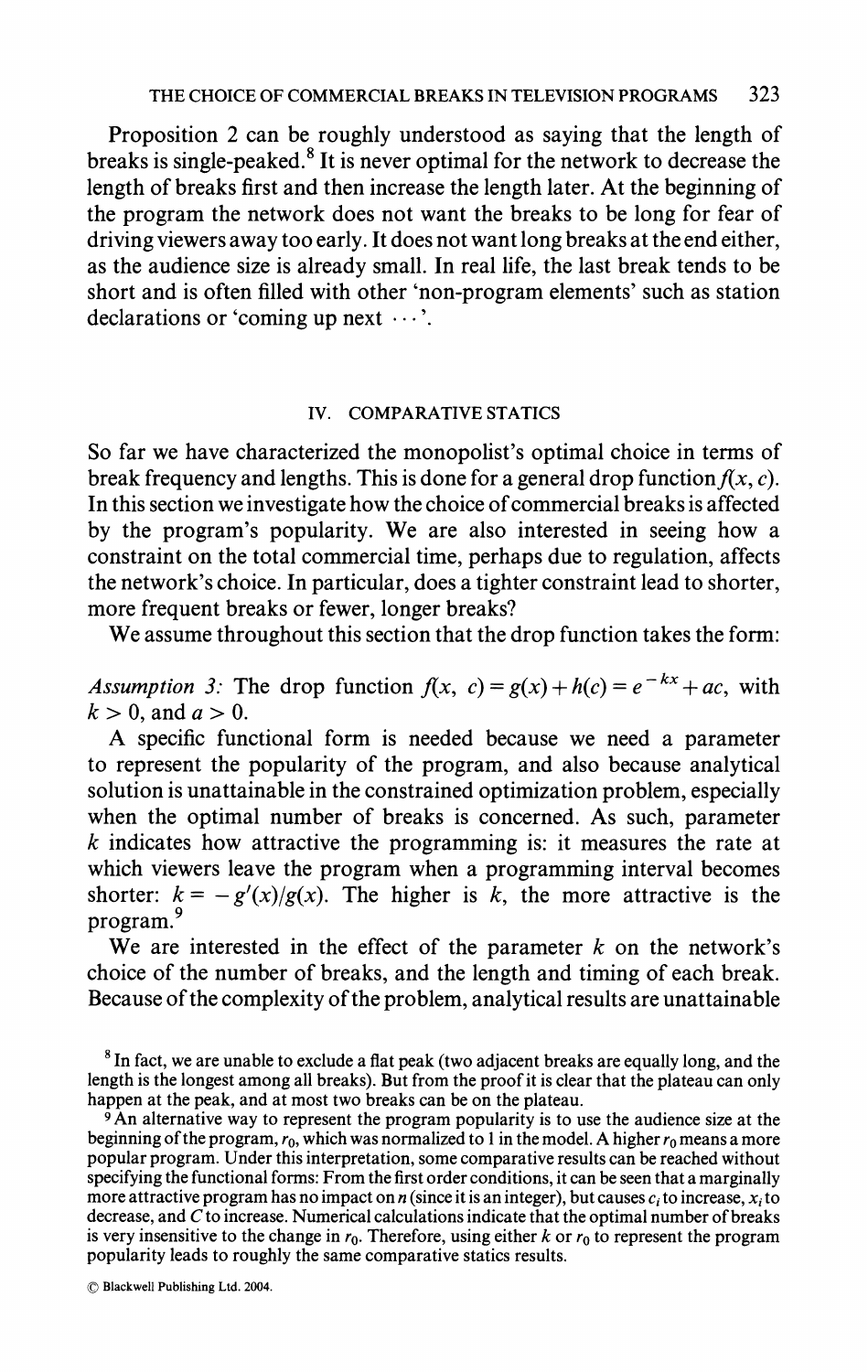Proposition 2 can be roughly understood as saying that the length of breaks is single-peaked.[8] It is never optimal for the network to decrease the length of breaks first and then increase the length later. At the beginning of the program the network does not want the breaks to be long for fear of driving viewers away too early. It does not want long breaks at the end either, as the audience size is already small. In real life, the last break tends to be short and is often filled with other 'non-program elements' such as station declarations or 'coming up next $\cdots$'.

## IV. COMPARATIVE STATICS

So far we have characterized the monopolist's optimal choice in terms of break frequency and lengths. This is done for a general drop function $f(x, c)$. In this section we investigate how the choice of commercial breaks is affected by the program's popularity. We are also interested in seeing how a constraint on the total commercial time, perhaps due to regulation, affects the network's choice. In particular, does a tighter constraint lead to shorter, more frequent breaks or fewer, longer breaks?

We assume throughout this section that the drop function takes the form:

*Assumption 3:* The drop function $f(x, c) = g(x) + h(c) = e^{-kx} + ac$, with $k > 0$, and $a > 0$.

A specific functional form is needed because we need a parameter to represent the popularity of the program, and also because analytical solution is unattainable in the constrained optimization problem, especially when the optimal number of breaks is concerned. As such, parameter $k$ indicates how attractive the programming is: it measures the rate at which viewers leave the program when a programming interval becomes shorter: $k = -g'(x)/g(x)$. The higher is $k$, the more attractive is the program.[9]

We are interested in the effect of the parameter $k$ on the network's choice of the number of breaks, and the length and timing of each break. Because of the complexity of the problem, analytical results are unattainable

[8] In fact, we are unable to exclude a flat peak (two adjacent breaks are equally long, and the length is the longest among all breaks). But from the proof it is clear that the plateau can only happen at the peak, and at most two breaks can be on the plateau.

[9] An alternative way to represent the program popularity is to use the audience size at the beginning of the program, $r_0$, which was normalized to 1 in the model. A higher $r_0$ means a more popular program. Under this interpretation, some comparative results can be reached without specifying the functional forms: From the first order conditions, it can be seen that a marginally more attractive program has no impact on $n$ (since it is an integer), but causes $c_i$ to increase, $x_i$ to decrease, and $C$ to increase. Numerical calculations indicate that the optimal number of breaks is very insensitive to the change in $r_0$. Therefore, using either $k$ or $r_0$ to represent the program popularity leads to roughly the same comparative statics results.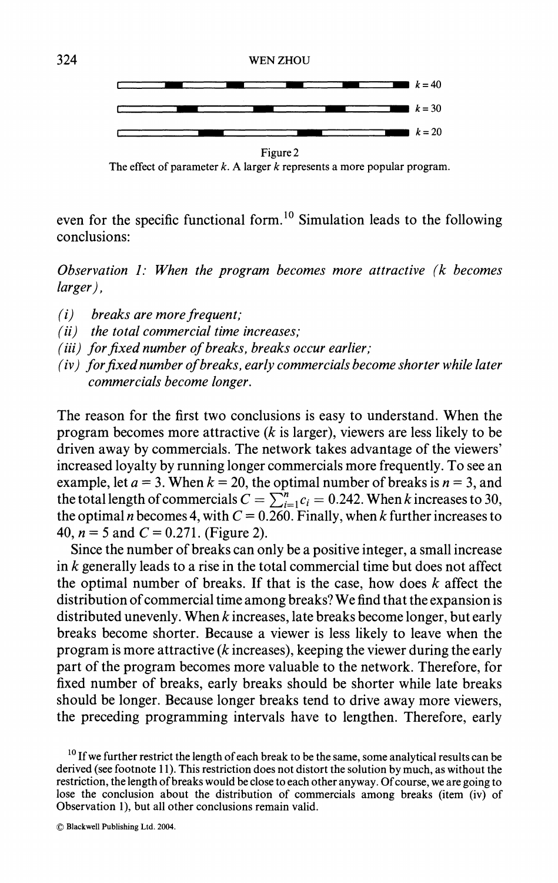Figure 2

The effect of parameter $k$. A larger $k$ represents a more popular program.

even for the specific functional form.[10] Simulation leads to the following conclusions:

*Observation 1: When the program becomes more attractive ($k$ becomes larger),*

*(i) breaks are more frequent;*
*(ii) the total commercial time increases;*
*(iii) for fixed number of breaks, breaks occur earlier;*
*(iv) for fixed number of breaks, early commercials become shorter while later commercials become longer.*

The reason for the first two conclusions is easy to understand. When the program becomes more attractive ($k$ is larger), viewers are less likely to be driven away by commercials. The network takes advantage of the viewers' increased loyalty by running longer commercials more frequently. To see an example, let $a = 3$. When $k = 20$, the optimal number of breaks is $n = 3$, and the total length of commercials $C = \sum_{i=1}^{n} c_i = 0.242$. When $k$ increases to 30, the optimal $n$ becomes 4, with $C = 0.260$. Finally, when $k$ further increases to 40, $n = 5$ and $C = 0.271$. (Figure 2).

Since the number of breaks can only be a positive integer, a small increase in $k$ generally leads to a rise in the total commercial time but does not affect the optimal number of breaks. If that is the case, how does $k$ affect the distribution of commercial time among breaks? We find that the expansion is distributed unevenly. When $k$ increases, late breaks become longer, but early breaks become shorter. Because a viewer is less likely to leave when the program is more attractive ($k$ increases), keeping the viewer during the early part of the program becomes more valuable to the network. Therefore, for fixed number of breaks, early breaks should be shorter while late breaks should be longer. Because longer breaks tend to drive away more viewers, the preceding programming intervals have to lengthen. Therefore, early

[10] If we further restrict the length of each break to be the same, some analytical results can be derived (see footnote 11). This restriction does not distort the solution by much, as without the restriction, the length of breaks would be close to each other anyway. Of course, we are going to lose the conclusion about the distribution of commercials among breaks (item (iv) of Observation 1), but all other conclusions remain valid.

© Blackwell Publishing Ltd. 2004.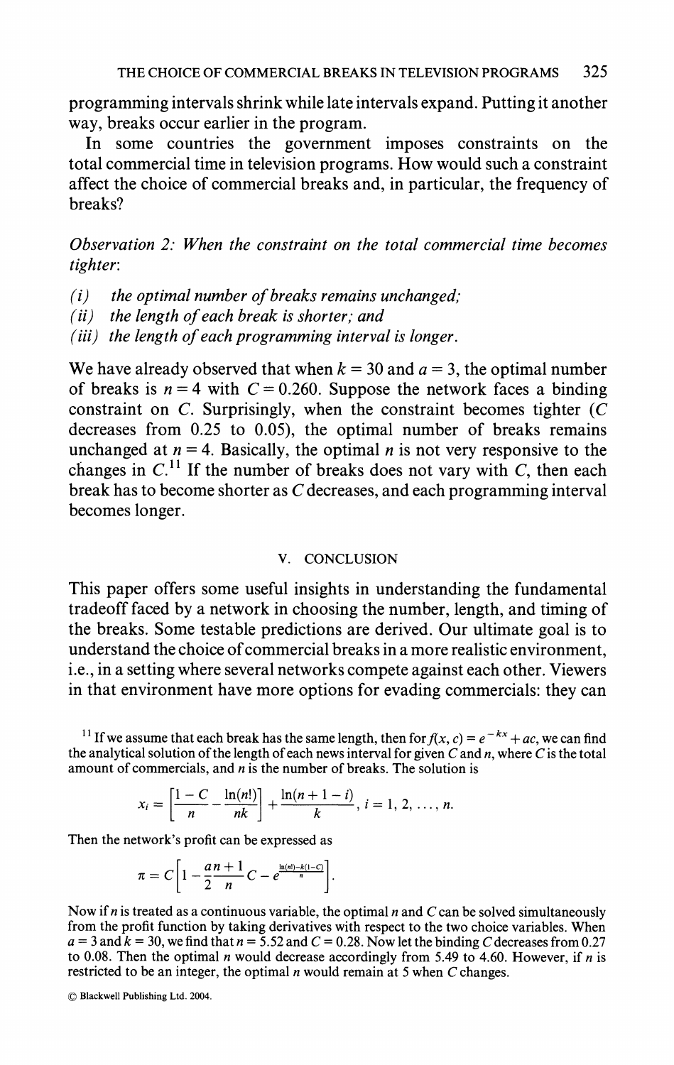programming intervals shrink while late intervals expand. Putting it another way, breaks occur earlier in the program.

In some countries the government imposes constraints on the total commercial time in television programs. How would such a constraint affect the choice of commercial breaks and, in particular, the frequency of breaks?

*Observation 2: When the constraint on the total commercial time becomes tighter:*

*(i) the optimal number of breaks remains unchanged;*
*(ii) the length of each break is shorter; and*
*(iii) the length of each programming interval is longer.*

We have already observed that when $k = 30$ and $a = 3$, the optimal number of breaks is $n = 4$ with $C = 0.260$. Suppose the network faces a binding constraint on $C$. Surprisingly, when the constraint becomes tighter ($C$ decreases from 0.25 to 0.05), the optimal number of breaks remains unchanged at $n = 4$. Basically, the optimal $n$ is not very responsive to the changes in $C$.[11] If the number of breaks does not vary with $C$, then each break has to become shorter as $C$ decreases, and each programming interval becomes longer.

## V. CONCLUSION

This paper offers some useful insights in understanding the fundamental tradeoff faced by a network in choosing the number, length, and timing of the breaks. Some testable predictions are derived. Our ultimate goal is to understand the choice of commercial breaks in a more realistic environment, i.e., in a setting where several networks compete against each other. Viewers in that environment have more options for evading commercials: they can

---

[11] If we assume that each break has the same length, then for $f(x, c) = e^{-kx} + ac$, we can find the analytical solution of the length of each news interval for given $C$ and $n$, where $C$ is the total amount of commercials, and $n$ is the number of breaks. The solution is

$$x_i = \left[\frac{1-C}{n} - \frac{\ln(n!)}{nk}\right] + \frac{\ln(n+1-i)}{k}, \; i = 1, 2, \ldots, n.$$

Then the network's profit can be expressed as

$$\pi = C\left[1 - \frac{an+1}{2}\frac{C}{n} - e^{\frac{\ln(n!)-k(1-C)}{n}}\right].$$

Now if $n$ is treated as a continuous variable, the optimal $n$ and $C$ can be solved simultaneously from the profit function by taking derivatives with respect to the two choice variables. When $a = 3$ and $k = 30$, we find that $n = 5.52$ and $C = 0.28$. Now let the binding $C$ decreases from 0.27 to 0.08. Then the optimal $n$ would decrease accordingly from 5.49 to 4.60. However, if $n$ is restricted to be an integer, the optimal $n$ would remain at 5 when $C$ changes.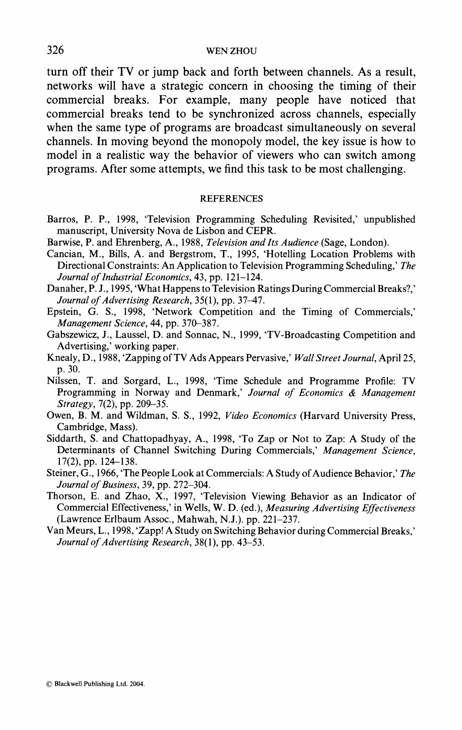turn off their TV or jump back and forth between channels. As a result, networks will have a strategic concern in choosing the timing of their commercial breaks. For example, many people have noticed that commercial breaks tend to be synchronized across channels, especially when the same type of programs are broadcast simultaneously on several channels. In moving beyond the monopoly model, the key issue is how to model in a realistic way the behavior of viewers who can switch among programs. After some attempts, we find this task to be most challenging.

## REFERENCES

Barros, P. P., 1998, 'Television Programming Scheduling Revisited,' unpublished manuscript, University Nova de Lisbon and CEPR.

Barwise, P. and Ehrenberg, A., 1988, *Television and Its Audience* (Sage, London).

Cancian, M., Bills, A. and Bergstrom, T., 1995, 'Hotelling Location Problems with Directional Constraints: An Application to Television Programming Scheduling,' *The Journal of Industrial Economics*, 43, pp. 121–124.

Danaher, P. J., 1995, 'What Happens to Television Ratings During Commercial Breaks?,' *Journal of Advertising Research*, 35(1), pp. 37–47.

Epstein, G. S., 1998, 'Network Competition and the Timing of Commercials,' *Management Science*, 44, pp. 370–387.

Gabszewicz, J., Laussel, D. and Sonnac, N., 1999, 'TV-Broadcasting Competition and Advertising,' working paper.

Knealy, D., 1988, 'Zapping of TV Ads Appears Pervasive,' *Wall Street Journal*, April 25, p. 30.

Nilssen, T. and Sorgard, L., 1998, 'Time Schedule and Programme Profile: TV Programming in Norway and Denmark,' *Journal of Economics & Management Strategy*, 7(2), pp. 209–35.

Owen, B. M. and Wildman, S. S., 1992, *Video Economics* (Harvard University Press, Cambridge, Mass).

Siddarth, S. and Chattopadhyay, A., 1998, 'To Zap or Not to Zap: A Study of the Determinants of Channel Switching During Commercials,' *Management Science*, 17(2), pp. 124–138.

Steiner, G., 1966, 'The People Look at Commercials: A Study of Audience Behavior,' *The Journal of Business*, 39, pp. 272–304.

Thorson, E. and Zhao, X., 1997, 'Television Viewing Behavior as an Indicator of Commercial Effectiveness,' in Wells, W. D. (ed.), *Measuring Advertising Effectiveness* (Lawrence Erlbaum Assoc., Mahwah, N.J.). pp. 221–237.

Van Meurs, L., 1998, 'Zapp! A Study on Switching Behavior during Commercial Breaks,' *Journal of Advertising Research*, 38(1), pp. 43–53.